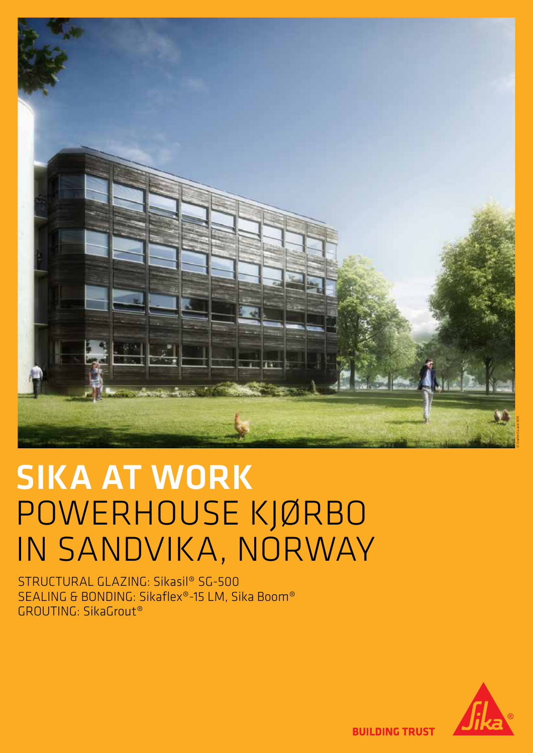# SIKA AT WORK
# POWERHOUSE KJØRBO IN SANDVIKA, NORWAY

STRUCTURAL GLAZING: Sikasil® SG-500
SEALING & BONDING: Sikaflex®-15 LM, Sika Boom®
GROUTING: SikaGrout®

BUILDING TRUST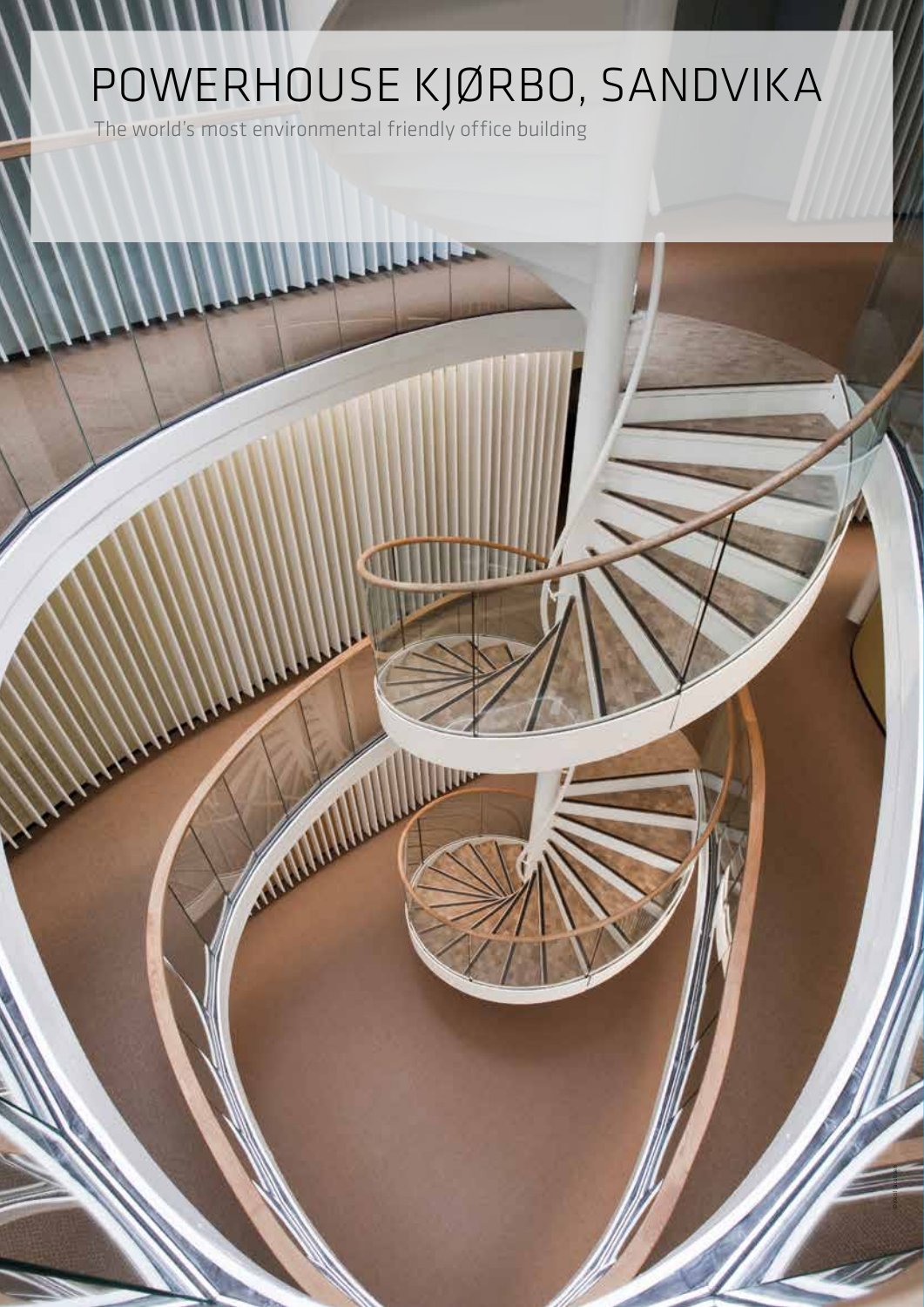# POWERHOUSE KJØRBO, SANDVIKA

The world's most environmental friendly office building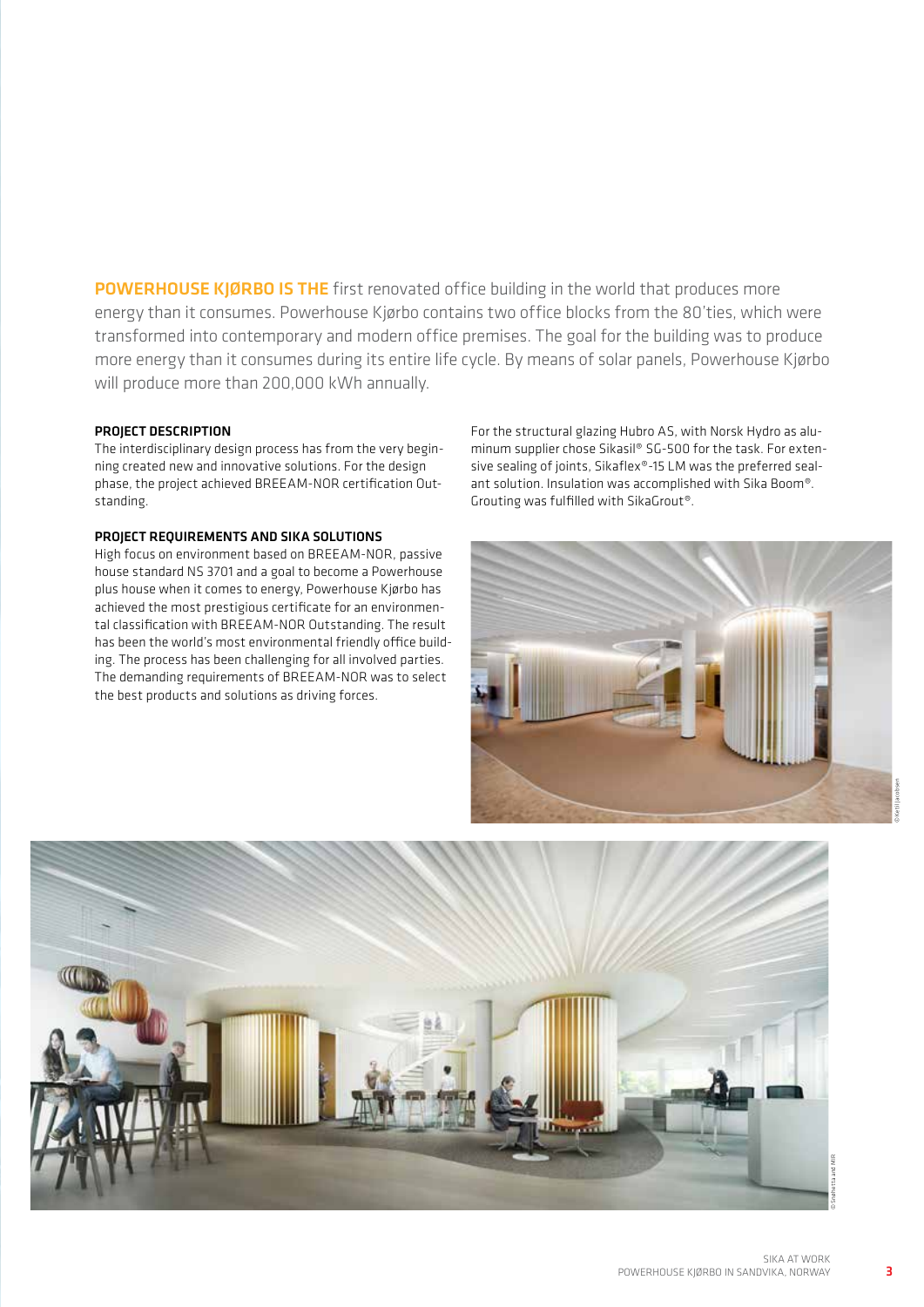**POWERHOUSE KJØRBO IS THE** first renovated office building in the world that produces more energy than it consumes. Powerhouse Kjørbo contains two office blocks from the 80'ties, which were transformed into contemporary and modern office premises. The goal for the building was to produce more energy than it consumes during its entire life cycle. By means of solar panels, Powerhouse Kjørbo will produce more than 200,000 kWh annually.

### PROJECT DESCRIPTION

The interdisciplinary design process has from the very beginning created new and innovative solutions. For the design phase, the project achieved BREEAM-NOR certification Outstanding.

### PROJECT REQUIREMENTS AND SIKA SOLUTIONS

High focus on environment based on BREEAM-NOR, passive house standard NS 3701 and a goal to become a Powerhouse plus house when it comes to energy, Powerhouse Kjørbo has achieved the most prestigious certificate for an environmental classification with BREEAM-NOR Outstanding. The result has been the world's most environmental friendly office building. The process has been challenging for all involved parties. The demanding requirements of BREEAM-NOR was to select the best products and solutions as driving forces.

For the structural glazing Hubro AS, with Norsk Hydro as aluminum supplier chose Sikasil® SG-500 for the task. For extensive sealing of joints, Sikaflex®-15 LM was the preferred sealant solution. Insulation was accomplished with Sika Boom®. Grouting was fulfilled with SikaGrout®.

© Ketil Jacobsen

© Snøhetta and MIR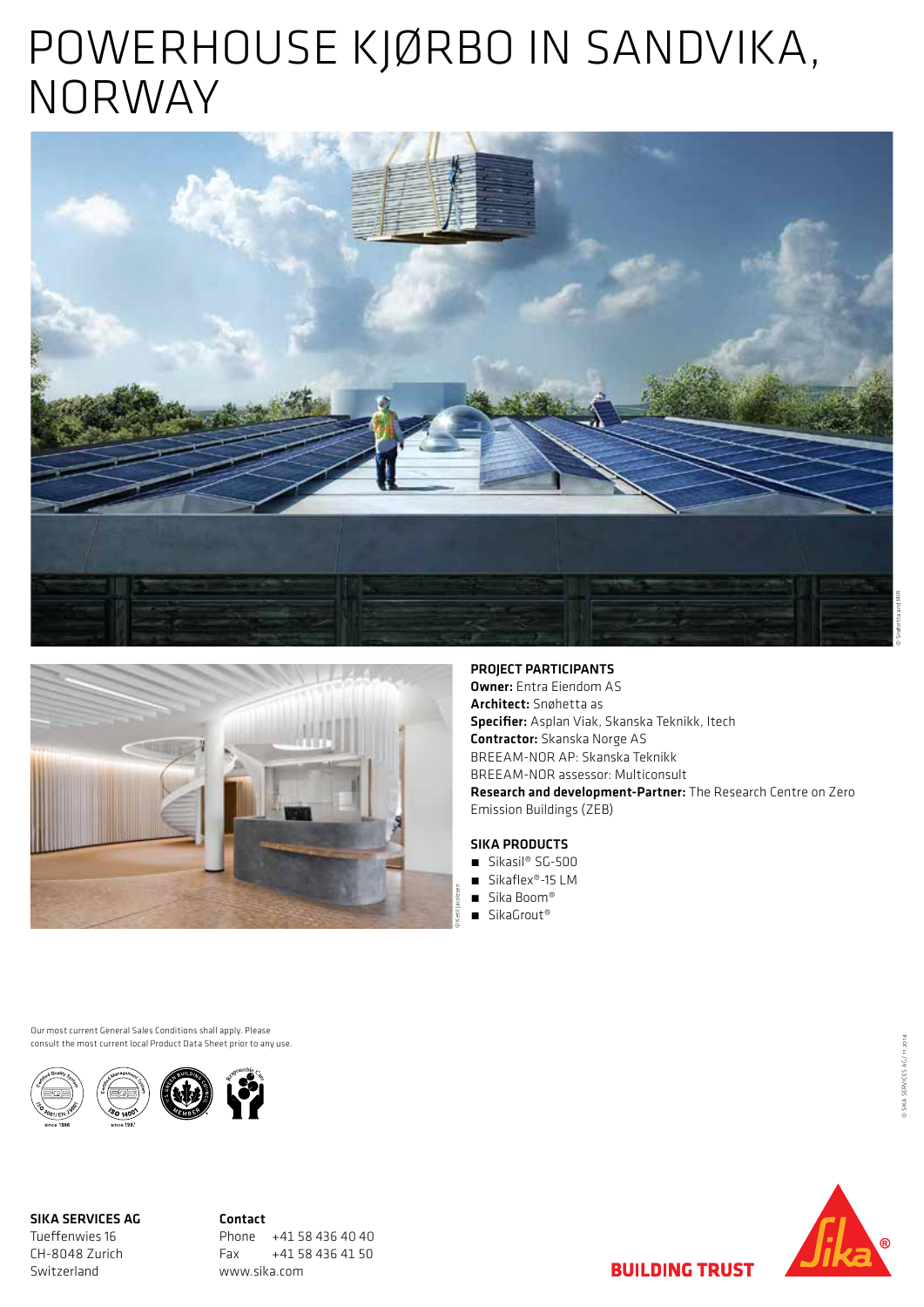# POWERHOUSE KJØRBO IN SANDVIKA, NORWAY

© Snøhetta and MIR

© Ketil Jacobsen

## PROJECT PARTICIPANTS

**Owner:** Entra Eiendom AS
**Architect:** Snøhetta as
**Specifier:** Asplan Viak, Skanska Teknikk, Itech
**Contractor:** Skanska Norge AS
BREEAM-NOR AP: Skanska Teknikk
BREEAM-NOR assessor: Multiconsult
**Research and development-Partner:** The Research Centre on Zero Emission Buildings (ZEB)

## SIKA PRODUCTS

- Sikasil® SG-500
- Sikaflex®-15 LM
- Sika Boom®
- SikaGrout®

Our most current General Sales Conditions shall apply. Please consult the most current local Product Data Sheet prior to any use.

since 1986 since 1997

© SIKA SERVICES AG / 11.2014

**SIKA SERVICES AG**
Tueffenwies 16
CH-8048 Zurich
Switzerland

**Contact**
Phone +41 58 436 40 40
Fax +41 58 436 41 50
www.sika.com

**BUILDING TRUST**